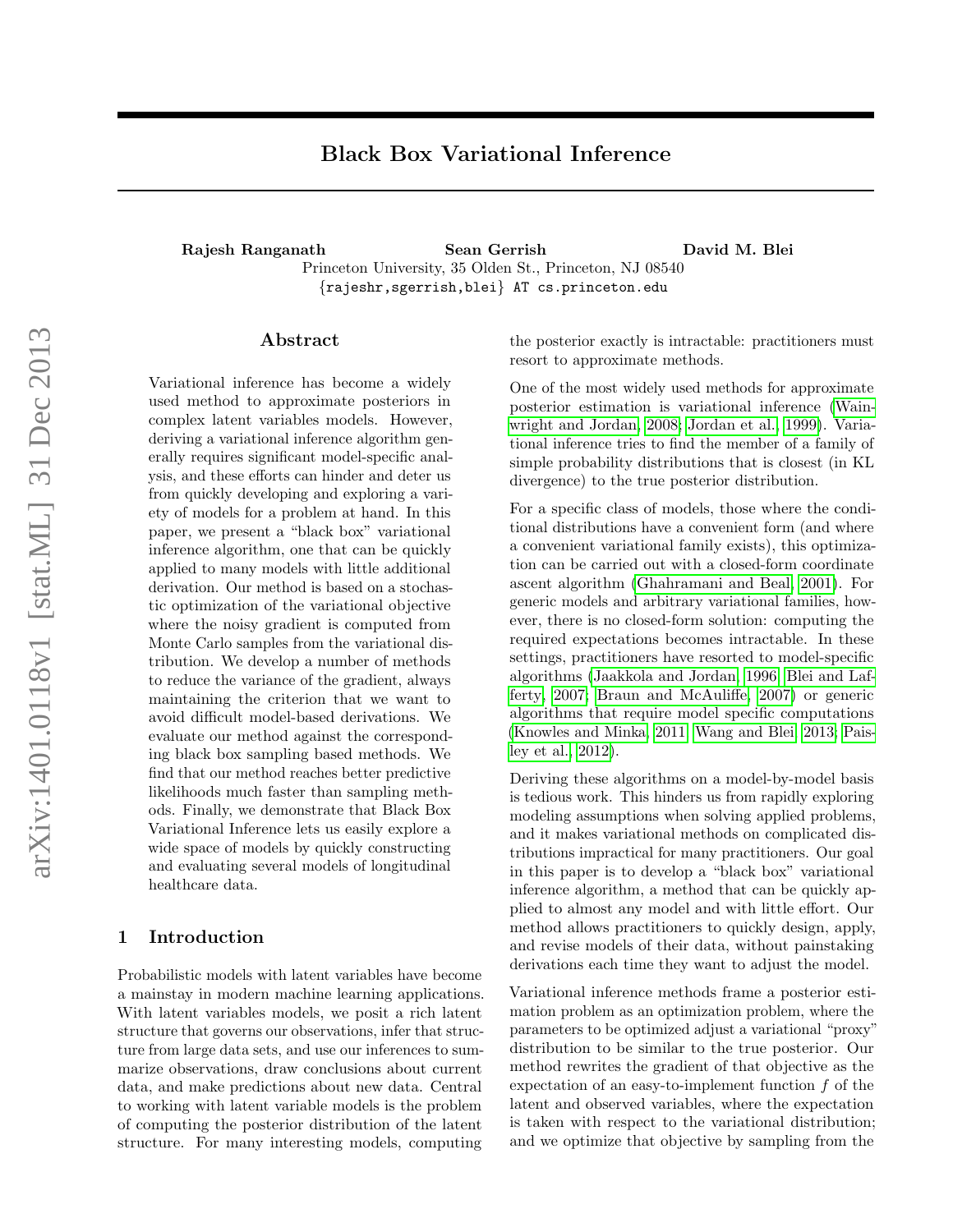# Black Box Variational Inference

**Rajesh Ranganath** **Sean Gerrish** **David M. Blei**
Princeton University, 35 Olden St., Princeton, NJ 08540
{rajeshr,sgerrish,blei} AT cs.princeton.edu

## Abstract

Variational inference has become a widely used method to approximate posteriors in complex latent variables models. However, deriving a variational inference algorithm generally requires significant model-specific analysis, and these efforts can hinder and deter us from quickly developing and exploring a variety of models for a problem at hand. In this paper, we present a "black box" variational inference algorithm, one that can be quickly applied to many models with little additional derivation. Our method is based on a stochastic optimization of the variational objective where the noisy gradient is computed from Monte Carlo samples from the variational distribution. We develop a number of methods to reduce the variance of the gradient, always maintaining the criterion that we want to avoid difficult model-based derivations. We evaluate our method against the corresponding black box sampling based methods. We find that our method reaches better predictive likelihoods much faster than sampling methods. Finally, we demonstrate that Black Box Variational Inference lets us easily explore a wide space of models by quickly constructing and evaluating several models of longitudinal healthcare data.

## 1 Introduction

Probabilistic models with latent variables have become a mainstay in modern machine learning applications. With latent variables models, we posit a rich latent structure that governs our observations, infer that structure from large data sets, and use our inferences to summarize observations, draw conclusions about current data, and make predictions about new data. Central to working with latent variable models is the problem of computing the posterior distribution of the latent structure. For many interesting models, computing the posterior exactly is intractable: practitioners must resort to approximate methods.

One of the most widely used methods for approximate posterior estimation is variational inference (Wainwright and Jordan, 2008; Jordan et al., 1999). Variational inference tries to find the member of a family of simple probability distributions that is closest (in KL divergence) to the true posterior distribution.

For a specific class of models, those where the conditional distributions have a convenient form (and where a convenient variational family exists), this optimization can be carried out with a closed-form coordinate ascent algorithm (Ghahramani and Beal, 2001). For generic models and arbitrary variational families, however, there is no closed-form solution: computing the required expectations becomes intractable. In these settings, practitioners have resorted to model-specific algorithms (Jaakkola and Jordan, 1996; Blei and Lafferty, 2007; Braun and McAuliffe, 2007) or generic algorithms that require model specific computations (Knowles and Minka, 2011; Wang and Blei, 2013; Paisley et al., 2012).

Deriving these algorithms on a model-by-model basis is tedious work. This hinders us from rapidly exploring modeling assumptions when solving applied problems, and it makes variational methods on complicated distributions impractical for many practitioners. Our goal in this paper is to develop a "black box" variational inference algorithm, a method that can be quickly applied to almost any model and with little effort. Our method allows practitioners to quickly design, apply, and revise models of their data, without painstaking derivations each time they want to adjust the model.

Variational inference methods frame a posterior estimation problem as an optimization problem, where the parameters to be optimized adjust a variational "proxy" distribution to be similar to the true posterior. Our method rewrites the gradient of that objective as the expectation of an easy-to-implement function $f$ of the latent and observed variables, where the expectation is taken with respect to the variational distribution; and we optimize that objective by sampling from the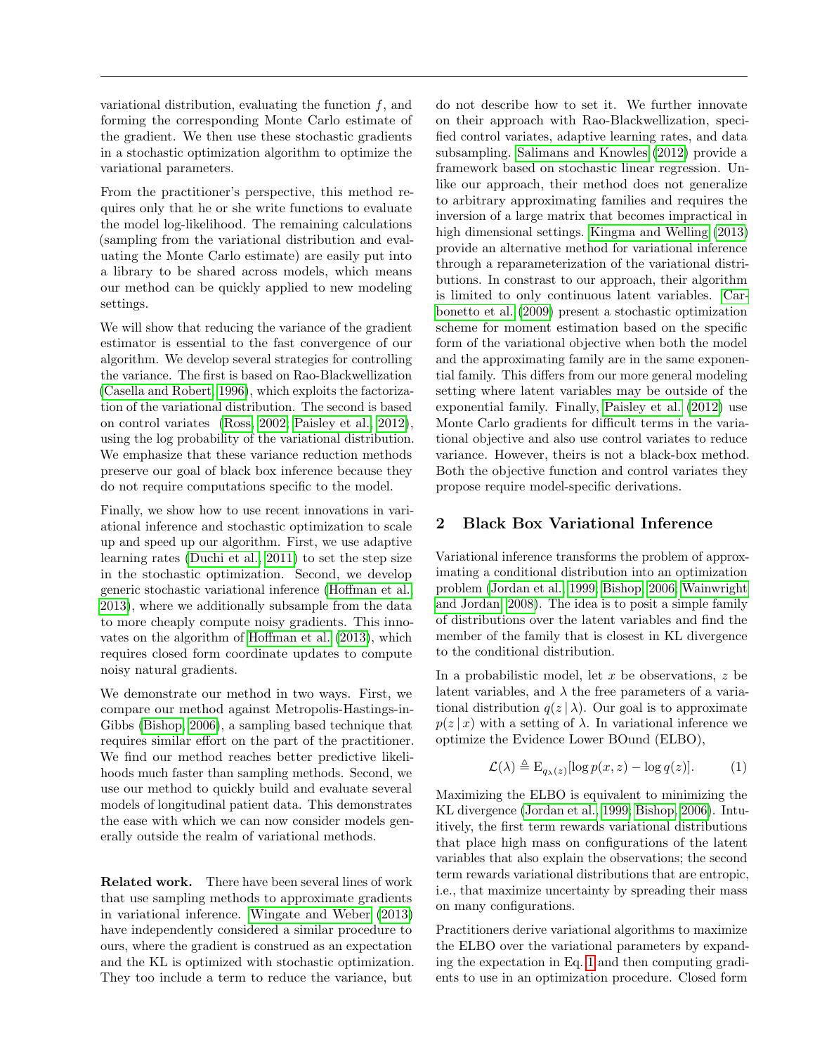variational distribution, evaluating the function $f$, and forming the corresponding Monte Carlo estimate of the gradient. We then use these stochastic gradients in a stochastic optimization algorithm to optimize the variational parameters.

From the practitioner's perspective, this method requires only that he or she write functions to evaluate the model log-likelihood. The remaining calculations (sampling from the variational distribution and evaluating the Monte Carlo estimate) are easily put into a library to be shared across models, which means our method can be quickly applied to new modeling settings.

We will show that reducing the variance of the gradient estimator is essential to the fast convergence of our algorithm. We develop several strategies for controlling the variance. The first is based on Rao-Blackwellization (Casella and Robert, 1996), which exploits the factorization of the variational distribution. The second is based on control variates (Ross, 2002; Paisley et al., 2012), using the log probability of the variational distribution. We emphasize that these variance reduction methods preserve our goal of black box inference because they do not require computations specific to the model.

Finally, we show how to use recent innovations in variational inference and stochastic optimization to scale up and speed up our algorithm. First, we use adaptive learning rates (Duchi et al., 2011) to set the step size in the stochastic optimization. Second, we develop generic stochastic variational inference (Hoffman et al., 2013), where we additionally subsample from the data to more cheaply compute noisy gradients. This innovates on the algorithm of Hoffman et al. (2013), which requires closed form coordinate updates to compute noisy natural gradients.

We demonstrate our method in two ways. First, we compare our method against Metropolis-Hastings-in-Gibbs (Bishop, 2006), a sampling based technique that requires similar effort on the part of the practitioner. We find our method reaches better predictive likelihoods much faster than sampling methods. Second, we use our method to quickly build and evaluate several models of longitudinal patient data. This demonstrates the ease with which we can now consider models generally outside the realm of variational methods.

**Related work.** There have been several lines of work that use sampling methods to approximate gradients in variational inference. Wingate and Weber (2013) have independently considered a similar procedure to ours, where the gradient is construed as an expectation and the KL is optimized with stochastic optimization. They too include a term to reduce the variance, but do not describe how to set it. We further innovate on their approach with Rao-Blackwellization, specified control variates, adaptive learning rates, and data subsampling. Salimans and Knowles (2012) provide a framework based on stochastic linear regression. Unlike our approach, their method does not generalize to arbitrary approximating families and requires the inversion of a large matrix that becomes impractical in high dimensional settings. Kingma and Welling (2013) provide an alternative method for variational inference through a reparameterization of the variational distributions. In constrast to our approach, their algorithm is limited to only continuous latent variables. Carbonetto et al. (2009) present a stochastic optimization scheme for moment estimation based on the specific form of the variational objective when both the model and the approximating family are in the same exponential family. This differs from our more general modeling setting where latent variables may be outside of the exponential family. Finally, Paisley et al. (2012) use Monte Carlo gradients for difficult terms in the variational objective and also use control variates to reduce variance. However, theirs is not a black-box method. Both the objective function and control variates they propose require model-specific derivations.

## 2 Black Box Variational Inference

Variational inference transforms the problem of approximating a conditional distribution into an optimization problem (Jordan et al., 1999; Bishop, 2006; Wainwright and Jordan, 2008). The idea is to posit a simple family of distributions over the latent variables and find the member of the family that is closest in KL divergence to the conditional distribution.

In a probabilistic model, let $x$ be observations, $z$ be latent variables, and $\lambda$ the free parameters of a variational distribution $q(z \mid \lambda)$. Our goal is to approximate $p(z \mid x)$ with a setting of $\lambda$. In variational inference we optimize the Evidence Lower BOund (ELBO),

$$\mathcal{L}(\lambda) \triangleq \mathrm{E}_{q_\lambda(z)}[\log p(x, z) - \log q(z)]. \tag{1}$$

Maximizing the ELBO is equivalent to minimizing the KL divergence (Jordan et al., 1999; Bishop, 2006). Intuitively, the first term rewards variational distributions that place high mass on configurations of the latent variables that also explain the observations; the second term rewards variational distributions that are entropic, i.e., that maximize uncertainty by spreading their mass on many configurations.

Practitioners derive variational algorithms to maximize the ELBO over the variational parameters by expanding the expectation in Eq. 1 and then computing gradients to use in an optimization procedure. Closed form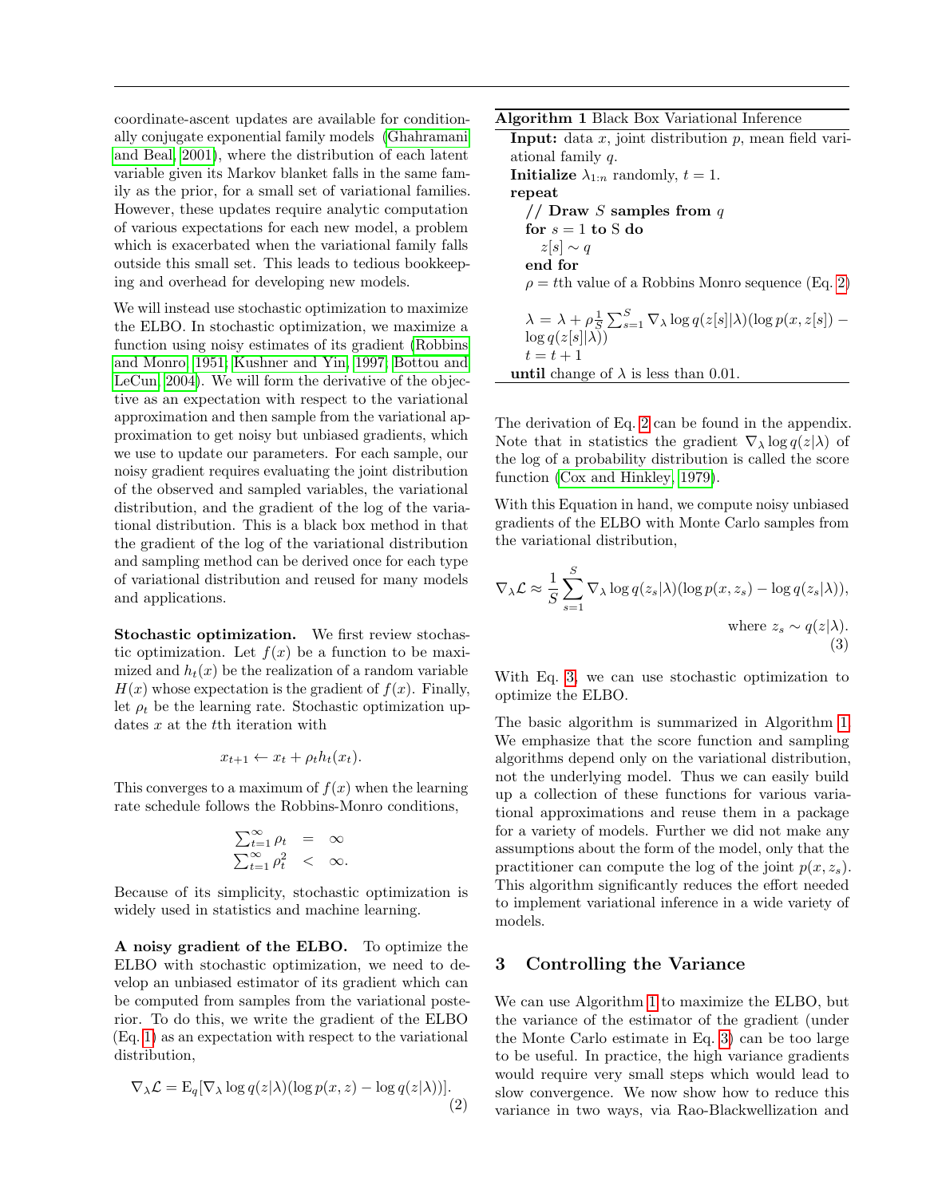coordinate-ascent updates are available for conditionally conjugate exponential family models (Ghahramani and Beal, 2001), where the distribution of each latent variable given its Markov blanket falls in the same family as the prior, for a small set of variational families. However, these updates require analytic computation of various expectations for each new model, a problem which is exacerbated when the variational family falls outside this small set. This leads to tedious bookkeeping and overhead for developing new models.

We will instead use stochastic optimization to maximize the ELBO. In stochastic optimization, we maximize a function using noisy estimates of its gradient (Robbins and Monro, 1951; Kushner and Yin, 1997; Bottou and LeCun, 2004). We will form the derivative of the objective as an expectation with respect to the variational approximation and then sample from the variational approximation to get noisy but unbiased gradients, which we use to update our parameters. For each sample, our noisy gradient requires evaluating the joint distribution of the observed and sampled variables, the variational distribution, and the gradient of the log of the variational distribution. This is a black box method in that the gradient of the log of the variational distribution and sampling method can be derived once for each type of variational distribution and reused for many models and applications.

**Stochastic optimization.** We first review stochastic optimization. Let $f(x)$ be a function to be maximized and $h_t(x)$ be the realization of a random variable $H(x)$ whose expectation is the gradient of $f(x)$. Finally, let $\rho_t$ be the learning rate. Stochastic optimization updates $x$ at the $t$th iteration with

$$x_{t+1} \leftarrow x_t + \rho_t h_t(x_t).$$

This converges to a maximum of $f(x)$ when the learning rate schedule follows the Robbins-Monro conditions,

$$\begin{array}{rcl} \sum_{t=1}^{\infty} \rho_t & = & \infty \\ \sum_{t=1}^{\infty} \rho_t^2 & < & \infty. \end{array}$$

Because of its simplicity, stochastic optimization is widely used in statistics and machine learning.

**A noisy gradient of the ELBO.** To optimize the ELBO with stochastic optimization, we need to develop an unbiased estimator of its gradient which can be computed from samples from the variational posterior. To do this, we write the gradient of the ELBO (Eq. 1) as an expectation with respect to the variational distribution,

$$\nabla_\lambda \mathcal{L} = \mathrm{E}_q[\nabla_\lambda \log q(z|\lambda)(\log p(x,z) - \log q(z|\lambda))]. \tag{2}$$

**Algorithm 1** Black Box Variational Inference

**Input:** data $x$, joint distribution $p$, mean field variational family $q$.
**Initialize** $\lambda_{1:n}$ randomly, $t = 1$.
**repeat**
  **// Draw $S$ samples from $q$**
  **for** $s = 1$ **to** S **do**
    $z[s] \sim q$
  **end for**
  $\rho = t$th value of a Robbins Monro sequence (Eq. 2)
  $\lambda = \lambda + \rho \frac{1}{S} \sum_{s=1}^{S} \nabla_\lambda \log q(z[s]|\lambda)(\log p(x, z[s]) - \log q(z[s]|\lambda))$
  $t = t + 1$
**until** change of $\lambda$ is less than 0.01.

The derivation of Eq. 2 can be found in the appendix. Note that in statistics the gradient $\nabla_\lambda \log q(z|\lambda)$ of the log of a probability distribution is called the score function (Cox and Hinkley, 1979).

With this Equation in hand, we compute noisy unbiased gradients of the ELBO with Monte Carlo samples from the variational distribution,

$$\nabla_\lambda \mathcal{L} \approx \frac{1}{S} \sum_{s=1}^{S} \nabla_\lambda \log q(z_s|\lambda)(\log p(x, z_s) - \log q(z_s|\lambda)),$$
$$\text{where } z_s \sim q(z|\lambda). \tag{3}$$

With Eq. 3, we can use stochastic optimization to optimize the ELBO.

The basic algorithm is summarized in Algorithm 1. We emphasize that the score function and sampling algorithms depend only on the variational distribution, not the underlying model. Thus we can easily build up a collection of these functions for various variational approximations and reuse them in a package for a variety of models. Further we did not make any assumptions about the form of the model, only that the practitioner can compute the log of the joint $p(x, z_s)$. This algorithm significantly reduces the effort needed to implement variational inference in a wide variety of models.

## 3 Controlling the Variance

We can use Algorithm 1 to maximize the ELBO, but the variance of the estimator of the gradient (under the Monte Carlo estimate in Eq. 3) can be too large to be useful. In practice, the high variance gradients would require very small steps which would lead to slow convergence. We now show how to reduce this variance in two ways, via Rao-Blackwellization and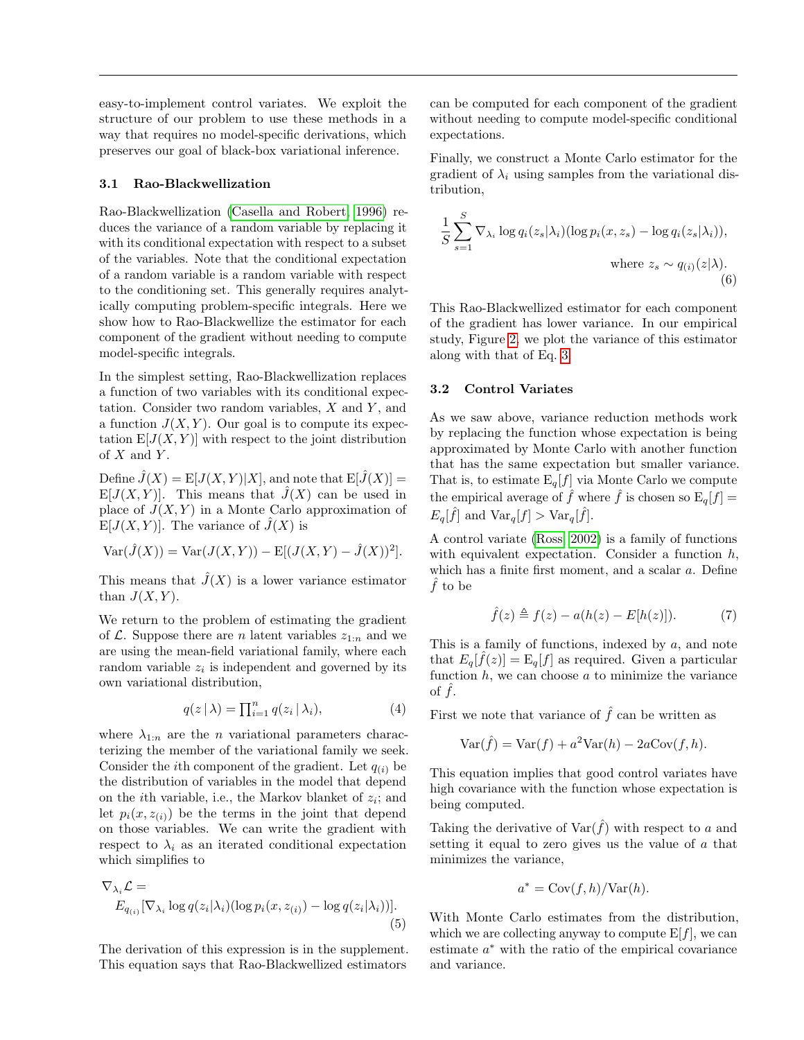easy-to-implement control variates. We exploit the structure of our problem to use these methods in a way that requires no model-specific derivations, which preserves our goal of black-box variational inference.

### 3.1 Rao-Blackwellization

Rao-Blackwellization (Casella and Robert, 1996) reduces the variance of a random variable by replacing it with its conditional expectation with respect to a subset of the variables. Note that the conditional expectation of a random variable is a random variable with respect to the conditioning set. This generally requires analytically computing problem-specific integrals. Here we show how to Rao-Blackwellize the estimator for each component of the gradient without needing to compute model-specific integrals.

In the simplest setting, Rao-Blackwellization replaces a function of two variables with its conditional expectation. Consider two random variables, $X$ and $Y$, and a function $J(X,Y)$. Our goal is to compute its expectation $\mathrm{E}[J(X,Y)]$ with respect to the joint distribution of $X$ and $Y$.

Define $\hat{J}(X) = \mathrm{E}[J(X,Y)|X]$, and note that $\mathrm{E}[\hat{J}(X)] = \mathrm{E}[J(X,Y)]$. This means that $\hat{J}(X)$ can be used in place of $J(X,Y)$ in a Monte Carlo approximation of $\mathrm{E}[J(X,Y)]$. The variance of $\hat{J}(X)$ is

$$\mathrm{Var}(\hat{J}(X)) = \mathrm{Var}(J(X,Y)) - \mathrm{E}[(J(X,Y) - \hat{J}(X))^2].$$

This means that $\hat{J}(X)$ is a lower variance estimator than $J(X,Y)$.

We return to the problem of estimating the gradient of $\mathcal{L}$. Suppose there are $n$ latent variables $z_{1:n}$ and we are using the mean-field variational family, where each random variable $z_i$ is independent and governed by its own variational distribution,

$$q(z \mid \lambda) = \textstyle\prod_{i=1}^{n} q(z_i \mid \lambda_i), \tag{4}$$

where $\lambda_{1:n}$ are the $n$ variational parameters characterizing the member of the variational family we seek. Consider the $i$th component of the gradient. Let $q_{(i)}$ be the distribution of variables in the model that depend on the $i$th variable, i.e., the Markov blanket of $z_i$; and let $p_i(x, z_{(i)})$ be the terms in the joint that depend on those variables. We can write the gradient with respect to $\lambda_i$ as an iterated conditional expectation which simplifies to

$$\nabla_{\lambda_i}\mathcal{L} = E_{q_{(i)}}[\nabla_{\lambda_i} \log q(z_i|\lambda_i)(\log p_i(x, z_{(i)}) - \log q(z_i|\lambda_i))]. \tag{5}$$

The derivation of this expression is in the supplement. This equation says that Rao-Blackwellized estimators can be computed for each component of the gradient without needing to compute model-specific conditional expectations.

Finally, we construct a Monte Carlo estimator for the gradient of $\lambda_i$ using samples from the variational distribution,

$$\frac{1}{S}\sum_{s=1}^{S} \nabla_{\lambda_i} \log q_i(z_s|\lambda_i)(\log p_i(x, z_s) - \log q_i(z_s|\lambda_i)), \quad \text{where } z_s \sim q_{(i)}(z|\lambda). \tag{6}$$

This Rao-Blackwellized estimator for each component of the gradient has lower variance. In our empirical study, Figure 2, we plot the variance of this estimator along with that of Eq. 3.

### 3.2 Control Variates

As we saw above, variance reduction methods work by replacing the function whose expectation is being approximated by Monte Carlo with another function that has the same expectation but smaller variance. That is, to estimate $\mathrm{E}_q[f]$ via Monte Carlo we compute the empirical average of $\hat{f}$ where $\hat{f}$ is chosen so $\mathrm{E}_q[f] = E_q[\hat{f}]$ and $\mathrm{Var}_q[f] > \mathrm{Var}_q[\hat{f}]$.

A control variate (Ross, 2002) is a family of functions with equivalent expectation. Consider a function $h$, which has a finite first moment, and a scalar $a$. Define $\hat{f}$ to be

$$\hat{f}(z) \triangleq f(z) - a(h(z) - E[h(z)]). \tag{7}$$

This is a family of functions, indexed by $a$, and note that $E_q[\hat{f}(z)] = \mathrm{E}_q[f]$ as required. Given a particular function $h$, we can choose $a$ to minimize the variance of $\hat{f}$.

First we note that variance of $\hat{f}$ can be written as

$$\mathrm{Var}(\hat{f}) = \mathrm{Var}(f) + a^2\mathrm{Var}(h) - 2a\mathrm{Cov}(f,h).$$

This equation implies that good control variates have high covariance with the function whose expectation is being computed.

Taking the derivative of $\mathrm{Var}(\hat{f})$ with respect to $a$ and setting it equal to zero gives us the value of $a$ that minimizes the variance,

$$a^* = \mathrm{Cov}(f,h)/\mathrm{Var}(h).$$

With Monte Carlo estimates from the distribution, which we are collecting anyway to compute $\mathrm{E}[f]$, we can estimate $a^*$ with the ratio of the empirical covariance and variance.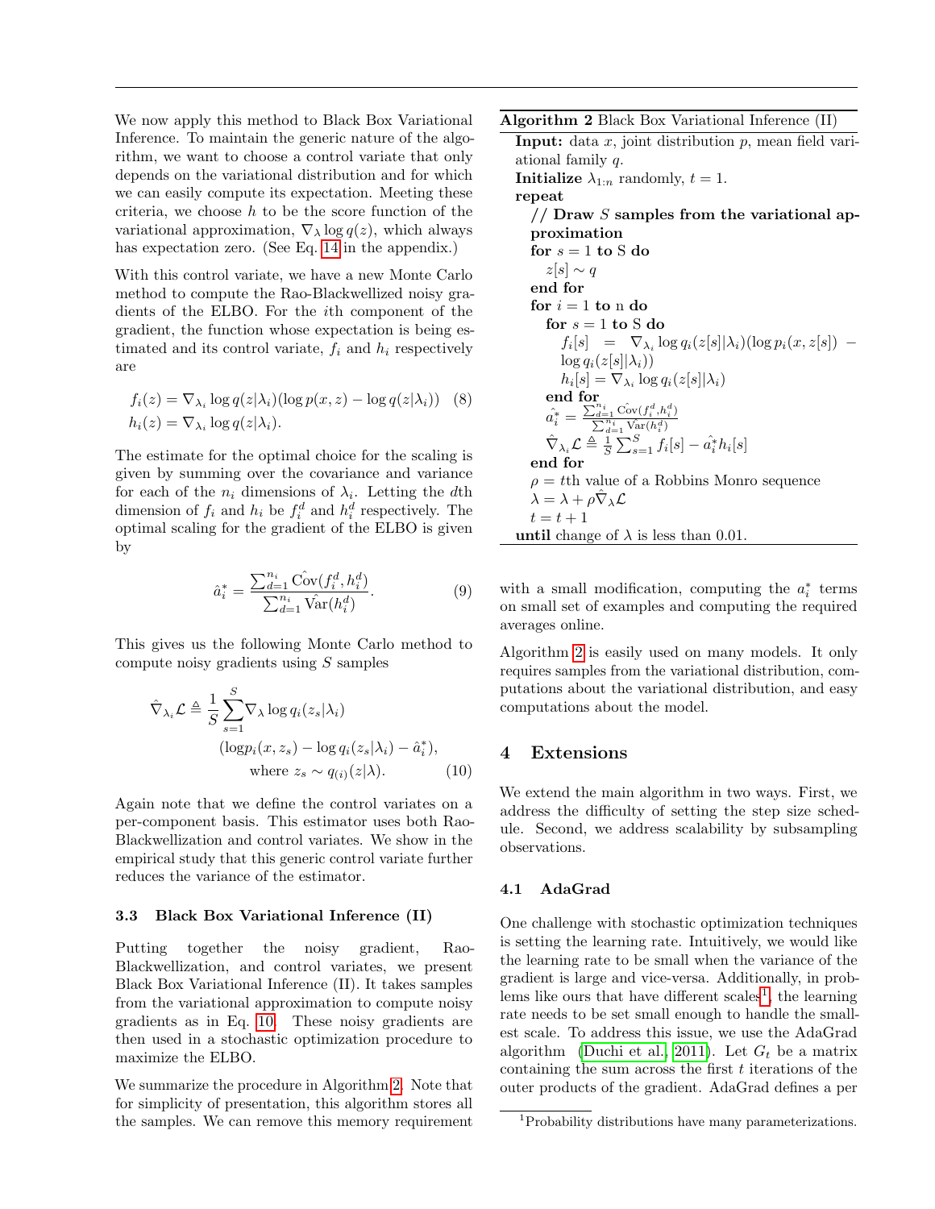We now apply this method to Black Box Variational Inference. To maintain the generic nature of the algorithm, we want to choose a control variate that only depends on the variational distribution and for which we can easily compute its expectation. Meeting these criteria, we choose $h$ to be the score function of the variational approximation, $\nabla_\lambda \log q(z)$, which always has expectation zero. (See Eq. 14 in the appendix.)

With this control variate, we have a new Monte Carlo method to compute the Rao-Blackwellized noisy gradients of the ELBO. For the $i$th component of the gradient, the function whose expectation is being estimated and its control variate, $f_i$ and $h_i$ respectively are

$$
\begin{aligned}
f_i(z) &= \nabla_{\lambda_i} \log q(z|\lambda_i)(\log p(x, z) - \log q(z|\lambda_i)) \quad (8)\\
h_i(z) &= \nabla_{\lambda_i} \log q(z|\lambda_i).
\end{aligned}
$$

The estimate for the optimal choice for the scaling is given by summing over the covariance and variance for each of the $n_i$ dimensions of $\lambda_i$. Letting the $d$th dimension of $f_i$ and $h_i$ be $f_i^d$ and $h_i^d$ respectively. The optimal scaling for the gradient of the ELBO is given by

$$
\hat{a}_i^* = \frac{\sum_{d=1}^{n_i} \hat{\mathrm{Cov}}(f_i^d, h_i^d)}{\sum_{d=1}^{n_i} \hat{\mathrm{Var}}(h_i^d)}. \quad (9)
$$

This gives us the following Monte Carlo method to compute noisy gradients using $S$ samples

$$
\begin{aligned}
\hat{\nabla}_{\lambda_i} \mathcal{L} \triangleq \frac{1}{S} \sum_{s=1}^{S} & \nabla_\lambda \log q_i(z_s|\lambda_i) \\
& (\log p_i(x, z_s) - \log q_i(z_s|\lambda_i) - \hat{a}_i^*), \\
& \text{where } z_s \sim q_{(i)}(z|\lambda). \quad (10)
\end{aligned}
$$

Again note that we define the control variates on a per-component basis. This estimator uses both Rao-Blackwellization and control variates. We show in the empirical study that this generic control variate further reduces the variance of the estimator.

### 3.3 Black Box Variational Inference (II)

Putting together the noisy gradient, Rao-Blackwellization, and control variates, we present Black Box Variational Inference (II). It takes samples from the variational approximation to compute noisy gradients as in Eq. 10. These noisy gradients are then used in a stochastic optimization procedure to maximize the ELBO.

We summarize the procedure in Algorithm 2. Note that for simplicity of presentation, this algorithm stores all the samples. We can remove this memory requirement with a small modification, computing the $a_i^*$ terms on small set of examples and computing the required averages online.

**Algorithm 2** Black Box Variational Inference (II)

```
Input: data x, joint distribution p, mean field variational family q.
Initialize λ_{1:n} randomly, t = 1.
repeat
  // Draw S samples from the variational approximation
  for s = 1 to S do
    z[s] ~ q
  end for
  for i = 1 to n do
    for s = 1 to S do
      f_i[s] = ∇_{λ_i} log q_i(z[s]|λ_i)(log p_i(x, z[s]) − log q_i(z[s]|λ_i))
      h_i[s] = ∇_{λ_i} log q_i(z[s]|λ_i)
    end for
    â_i* = Σ_{d=1}^{n_i} Ĉov(f_i^d, h_i^d) / Σ_{d=1}^{n_i} V̂ar(h_i^d)
    ∇̂_{λ_i} L ≜ (1/S) Σ_{s=1}^{S} f_i[s] − â_i* h_i[s]
  end for
  ρ = tth value of a Robbins Monro sequence
  λ = λ + ρ ∇̂_λ L
  t = t + 1
until change of λ is less than 0.01.
```

Algorithm 2 is easily used on many models. It only requires samples from the variational distribution, computations about the variational distribution, and easy computations about the model.

## 4 Extensions

We extend the main algorithm in two ways. First, we address the difficulty of setting the step size schedule. Second, we address scalability by subsampling observations.

### 4.1 AdaGrad

One challenge with stochastic optimization techniques is setting the learning rate. Intuitively, we would like the learning rate to be small when the variance of the gradient is large and vice-versa. Additionally, in problems like ours that have different scales[1], the learning rate needs to be set small enough to handle the smallest scale. To address this issue, we use the AdaGrad algorithm (Duchi et al., 2011). Let $G_t$ be a matrix containing the sum across the first $t$ iterations of the outer products of the gradient. AdaGrad defines a per

[1] Probability distributions have many parameterizations.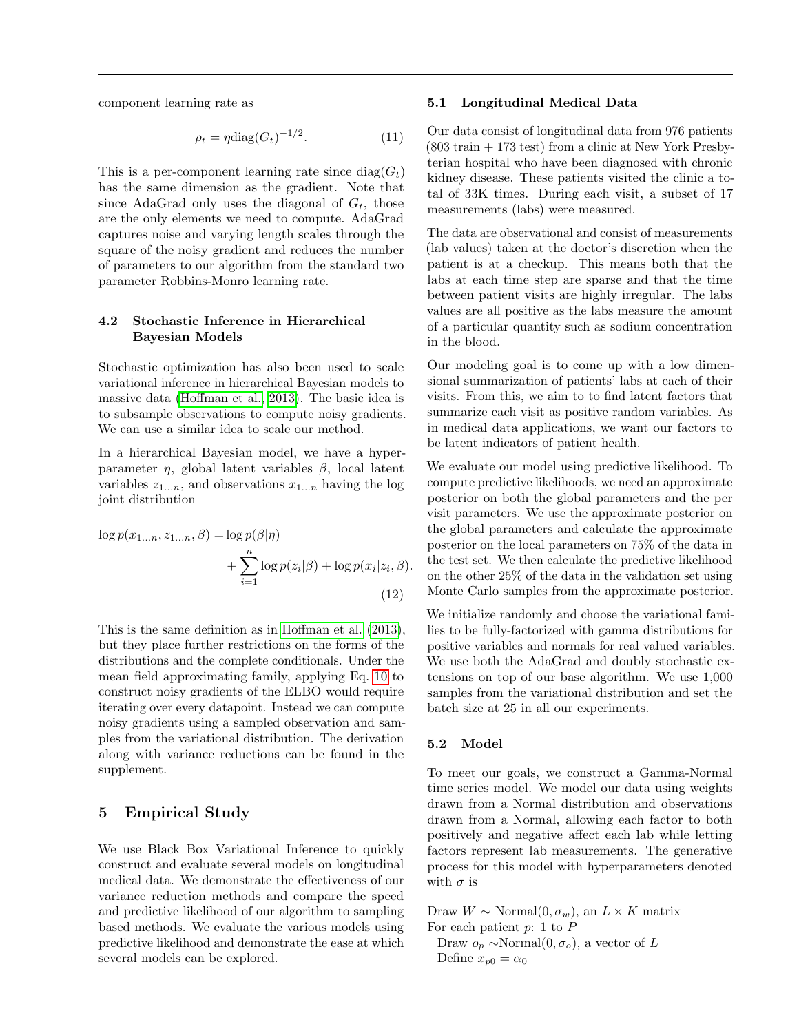component learning rate as

$$\rho_t = \eta \text{diag}(G_t)^{-1/2}. \tag{11}$$

This is a per-component learning rate since $\text{diag}(G_t)$ has the same dimension as the gradient. Note that since AdaGrad only uses the diagonal of $G_t$, those are the only elements we need to compute. AdaGrad captures noise and varying length scales through the square of the noisy gradient and reduces the number of parameters to our algorithm from the standard two parameter Robbins-Monro learning rate.

### 4.2 Stochastic Inference in Hierarchical Bayesian Models

Stochastic optimization has also been used to scale variational inference in hierarchical Bayesian models to massive data (Hoffman et al., 2013). The basic idea is to subsample observations to compute noisy gradients. We can use a similar idea to scale our method.

In a hierarchical Bayesian model, we have a hyperparameter $\eta$, global latent variables $\beta$, local latent variables $z_{1...n}$, and observations $x_{1...n}$ having the log joint distribution

$$\log p(x_{1...n}, z_{1...n}, \beta) = \log p(\beta | \eta) + \sum_{i=1}^{n} \log p(z_i | \beta) + \log p(x_i | z_i, \beta). \tag{12}$$

This is the same definition as in Hoffman et al. (2013), but they place further restrictions on the forms of the distributions and the complete conditionals. Under the mean field approximating family, applying Eq. 10 to construct noisy gradients of the ELBO would require iterating over every datapoint. Instead we can compute noisy gradients using a sampled observation and samples from the variational distribution. The derivation along with variance reductions can be found in the supplement.

## 5 Empirical Study

We use Black Box Variational Inference to quickly construct and evaluate several models on longitudinal medical data. We demonstrate the effectiveness of our variance reduction methods and compare the speed and predictive likelihood of our algorithm to sampling based methods. We evaluate the various models using predictive likelihood and demonstrate the ease at which several models can be explored.

### 5.1 Longitudinal Medical Data

Our data consist of longitudinal data from 976 patients (803 train + 173 test) from a clinic at New York Presbyterian hospital who have been diagnosed with chronic kidney disease. These patients visited the clinic a total of 33K times. During each visit, a subset of 17 measurements (labs) were measured.

The data are observational and consist of measurements (lab values) taken at the doctor's discretion when the patient is at a checkup. This means both that the labs at each time step are sparse and that the time between patient visits are highly irregular. The labs values are all positive as the labs measure the amount of a particular quantity such as sodium concentration in the blood.

Our modeling goal is to come up with a low dimensional summarization of patients' labs at each of their visits. From this, we aim to to find latent factors that summarize each visit as positive random variables. As in medical data applications, we want our factors to be latent indicators of patient health.

We evaluate our model using predictive likelihood. To compute predictive likelihoods, we need an approximate posterior on both the global parameters and the per visit parameters. We use the approximate posterior on the global parameters and calculate the approximate posterior on the local parameters on 75% of the data in the test set. We then calculate the predictive likelihood on the other 25% of the data in the validation set using Monte Carlo samples from the approximate posterior.

We initialize randomly and choose the variational families to be fully-factorized with gamma distributions for positive variables and normals for real valued variables. We use both the AdaGrad and doubly stochastic extensions on top of our base algorithm. We use 1,000 samples from the variational distribution and set the batch size at 25 in all our experiments.

### 5.2 Model

To meet our goals, we construct a Gamma-Normal time series model. We model our data using weights drawn from a Normal distribution and observations drawn from a Normal, allowing each factor to both positively and negative affect each lab while letting factors represent lab measurements. The generative process for this model with hyperparameters denoted with $\sigma$ is

Draw $W \sim \text{Normal}(0, \sigma_w)$, an $L \times K$ matrix
For each patient $p$: 1 to $P$
  Draw $o_p \sim \text{Normal}(0, \sigma_o)$, a vector of $L$
  Define $x_{p0} = \alpha_0$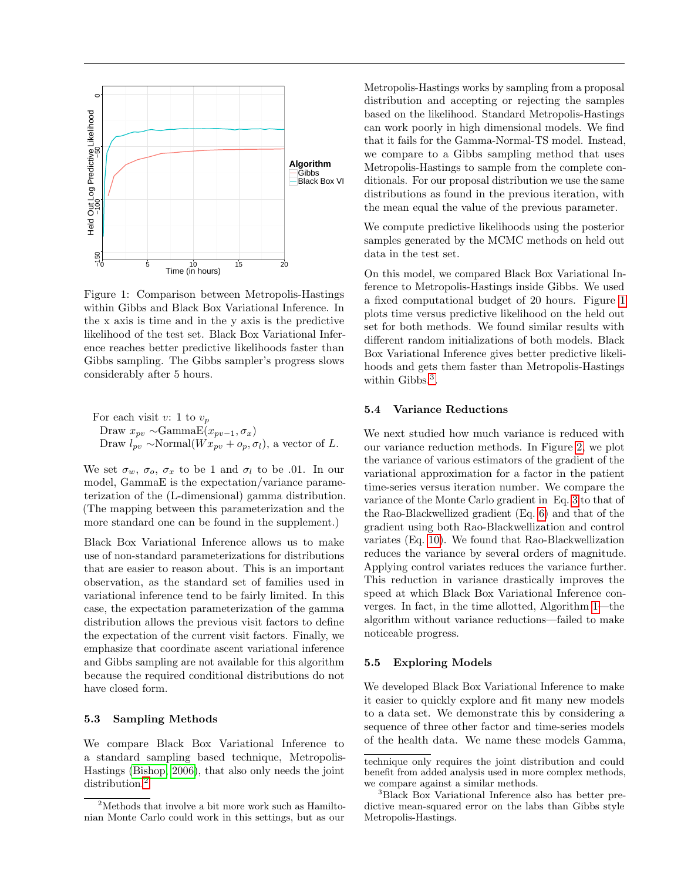Figure 1: Comparison between Metropolis-Hastings within Gibbs and Black Box Variational Inference. In the x axis is time and in the y axis is the predictive likelihood of the test set. Black Box Variational Inference reaches better predictive likelihoods faster than Gibbs sampling. The Gibbs sampler's progress slows considerably after 5 hours.

For each visit $v$: 1 to $v_p$
  Draw $x_{pv}$ ∼GammaE$(x_{pv-1}, \sigma_x)$
  Draw $l_{pv}$ ∼Normal$(Wx_{pv} + o_p, \sigma_l)$, a vector of $L$.

We set $\sigma_w$, $\sigma_o$, $\sigma_x$ to be 1 and $\sigma_l$ to be .01. In our model, GammaE is the expectation/variance parameterization of the (L-dimensional) gamma distribution. (The mapping between this parameterization and the more standard one can be found in the supplement.)

Black Box Variational Inference allows us to make use of non-standard parameterizations for distributions that are easier to reason about. This is an important observation, as the standard set of families used in variational inference tend to be fairly limited. In this case, the expectation parameterization of the gamma distribution allows the previous visit factors to define the expectation of the current visit factors. Finally, we emphasize that coordinate ascent variational inference and Gibbs sampling are not available for this algorithm because the required conditional distributions do not have closed form.

### 5.3 Sampling Methods

We compare Black Box Variational Inference to a standard sampling based technique, Metropolis-Hastings (Bishop, 2006), that also only needs the joint distribution.[2]

Metropolis-Hastings works by sampling from a proposal distribution and accepting or rejecting the samples based on the likelihood. Standard Metropolis-Hastings can work poorly in high dimensional models. We find that it fails for the Gamma-Normal-TS model. Instead, we compare to a Gibbs sampling method that uses Metropolis-Hastings to sample from the complete conditionals. For our proposal distribution we use the same distributions as found in the previous iteration, with the mean equal the value of the previous parameter.

We compute predictive likelihoods using the posterior samples generated by the MCMC methods on held out data in the test set.

On this model, we compared Black Box Variational Inference to Metropolis-Hastings inside Gibbs. We used a fixed computational budget of 20 hours. Figure 1 plots time versus predictive likelihood on the held out set for both methods. We found similar results with different random initializations of both models. Black Box Variational Inference gives better predictive likelihoods and gets them faster than Metropolis-Hastings within Gibbs.[3]

### 5.4 Variance Reductions

We next studied how much variance is reduced with our variance reduction methods. In Figure 2, we plot the variance of various estimators of the gradient of the variational approximation for a factor in the patient time-series versus iteration number. We compare the variance of the Monte Carlo gradient in Eq. 3 to that of the Rao-Blackwellized gradient (Eq. 6) and that of the gradient using both Rao-Blackwellization and control variates (Eq. 10). We found that Rao-Blackwellization reduces the variance by several orders of magnitude. Applying control variates reduces the variance further. This reduction in variance drastically improves the speed at which Black Box Variational Inference converges. In fact, in the time allotted, Algorithm 1—the algorithm without variance reductions—failed to make noticeable progress.

### 5.5 Exploring Models

We developed Black Box Variational Inference to make it easier to quickly explore and fit many new models to a data set. We demonstrate this by considering a sequence of three other factor and time-series models of the health data. We name these models Gamma,

---

[2] Methods that involve a bit more work such as Hamiltonian Monte Carlo could work in this settings, but as our technique only requires the joint distribution and could benefit from added analysis used in more complex methods, we compare against a similar methods.

[3] Black Box Variational Inference also has better predictive mean-squared error on the labs than Gibbs style Metropolis-Hastings.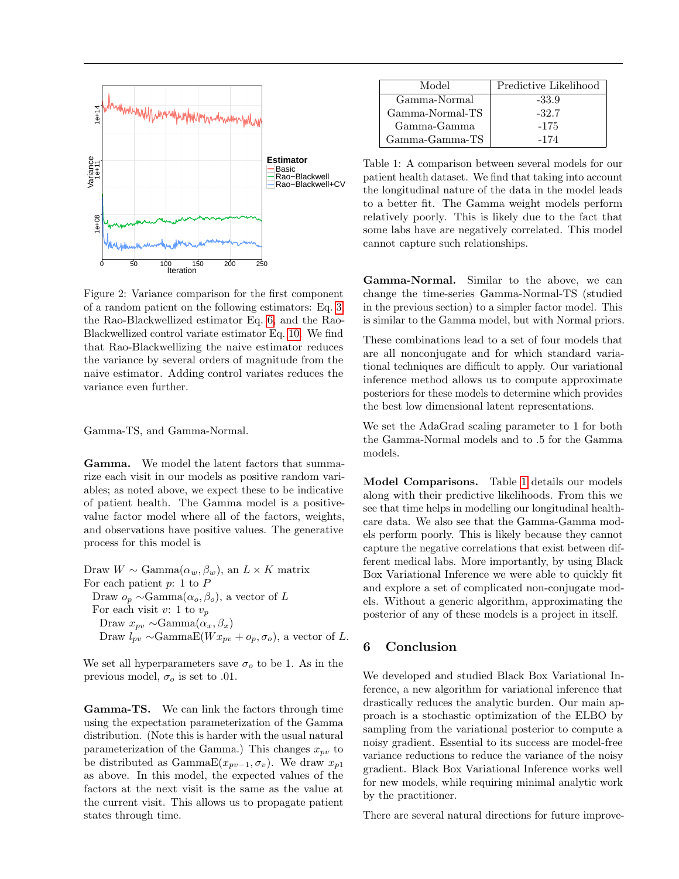Figure 2: Variance comparison for the first component of a random patient on the following estimators: Eq. 3, the Rao-Blackwellized estimator Eq. 6, and the Rao-Blackwellized control variate estimator Eq. 10. We find that Rao-Blackwellizing the naive estimator reduces the variance by several orders of magnitude from the naive estimator. Adding control variates reduces the variance even further.

Gamma-TS, and Gamma-Normal.

**Gamma.** We model the latent factors that summarize each visit in our models as positive random variables; as noted above, we expect these to be indicative of patient health. The Gamma model is a positive-value factor model where all of the factors, weights, and observations have positive values. The generative process for this model is

Draw $W \sim \text{Gamma}(\alpha_w, \beta_w)$, an $L \times K$ matrix
For each patient $p$: 1 to $P$
  Draw $o_p \sim \text{Gamma}(\alpha_o, \beta_o)$, a vector of $L$
  For each visit $v$: 1 to $v_p$
    Draw $x_{pv} \sim \text{Gamma}(\alpha_x, \beta_x)$
    Draw $l_{pv} \sim \text{GammaE}(W x_{pv} + o_p, \sigma_o)$, a vector of $L$.

We set all hyperparameters save $\sigma_o$ to be 1. As in the previous model, $\sigma_o$ is set to .01.

**Gamma-TS.** We can link the factors through time using the expectation parameterization of the Gamma distribution. (Note this is harder with the usual natural parameterization of the Gamma.) This changes $x_{pv}$ to be distributed as $\text{GammaE}(x_{pv-1}, \sigma_v)$. We draw $x_{p1}$ as above. In this model, the expected values of the factors at the next visit is the same as the value at the current visit. This allows us to propagate patient states through time.

| Model | Predictive Likelihood |
|---|---|
| Gamma-Normal | -33.9 |
| Gamma-Normal-TS | -32.7 |
| Gamma-Gamma | -175 |
| Gamma-Gamma-TS | -174 |

Table 1: A comparison between several models for our patient health dataset. We find that taking into account the longitudinal nature of the data in the model leads to a better fit. The Gamma weight models perform relatively poorly. This is likely due to the fact that some labs have are negatively correlated. This model cannot capture such relationships.

**Gamma-Normal.** Similar to the above, we can change the time-series Gamma-Normal-TS (studied in the previous section) to a simpler factor model. This is similar to the Gamma model, but with Normal priors.

These combinations lead to a set of four models that are all nonconjugate and for which standard variational techniques are difficult to apply. Our variational inference method allows us to compute approximate posteriors for these models to determine which provides the best low dimensional latent representations.

We set the AdaGrad scaling parameter to 1 for both the Gamma-Normal models and to .5 for the Gamma models.

**Model Comparisons.** Table 1 details our models along with their predictive likelihoods. From this we see that time helps in modelling our longitudinal healthcare data. We also see that the Gamma-Gamma models perform poorly. This is likely because they cannot capture the negative correlations that exist between different medical labs. More importantly, by using Black Box Variational Inference we were able to quickly fit and explore a set of complicated non-conjugate models. Without a generic algorithm, approximating the posterior of any of these models is a project in itself.

## 6 Conclusion

We developed and studied Black Box Variational Inference, a new algorithm for variational inference that drastically reduces the analytic burden. Our main approach is a stochastic optimization of the ELBO by sampling from the variational posterior to compute a noisy gradient. Essential to its success are model-free variance reductions to reduce the variance of the noisy gradient. Black Box Variational Inference works well for new models, while requiring minimal analytic work by the practitioner.

There are several natural directions for future improve-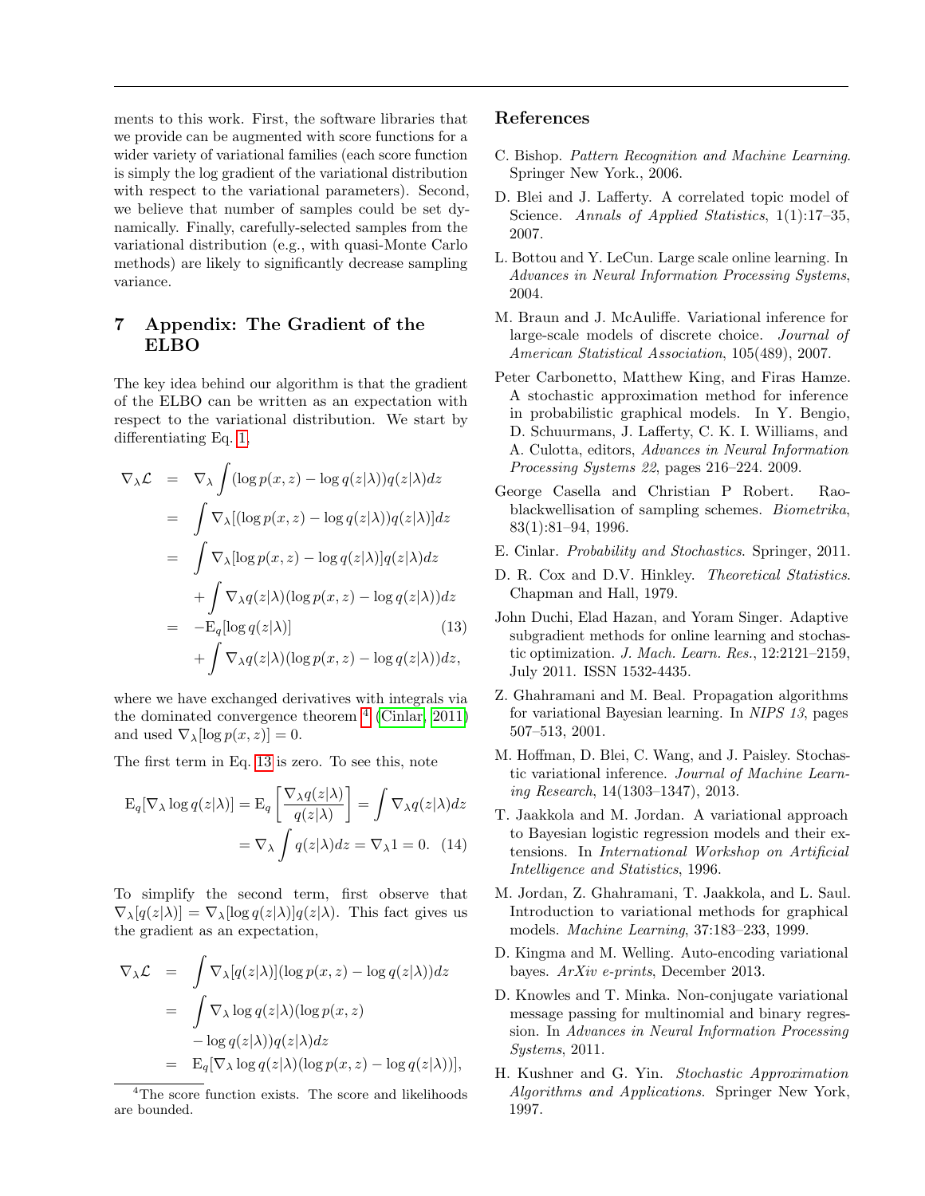ments to this work. First, the software libraries that we provide can be augmented with score functions for a wider variety of variational families (each score function is simply the log gradient of the variational distribution with respect to the variational parameters). Second, we believe that number of samples could be set dynamically. Finally, carefully-selected samples from the variational distribution (e.g., with quasi-Monte Carlo methods) are likely to significantly decrease sampling variance.

## 7 Appendix: The Gradient of the ELBO

The key idea behind our algorithm is that the gradient of the ELBO can be written as an expectation with respect to the variational distribution. We start by differentiating Eq. 1,

$$
\begin{aligned}
\nabla_\lambda \mathcal{L} &= \nabla_\lambda \int (\log p(x,z) - \log q(z|\lambda)) q(z|\lambda) dz \\
&= \int \nabla_\lambda [(\log p(x,z) - \log q(z|\lambda)) q(z|\lambda)] dz \\
&= \int \nabla_\lambda [\log p(x,z) - \log q(z|\lambda)] q(z|\lambda) dz \\
&\quad + \int \nabla_\lambda q(z|\lambda) (\log p(x,z) - \log q(z|\lambda)) dz \\
&= -\mathrm{E}_q[\log q(z|\lambda)] \qquad (13) \\
&\quad + \int \nabla_\lambda q(z|\lambda)(\log p(x,z) - \log q(z|\lambda)) dz,
\end{aligned}
$$

where we have exchanged derivatives with integrals via the dominated convergence theorem [4] (Cinlar, 2011) and used $\nabla_\lambda[\log p(x,z)] = 0$.

The first term in Eq. 13 is zero. To see this, note

$$
\begin{aligned}
\mathrm{E}_q[\nabla_\lambda \log q(z|\lambda)] = \mathrm{E}_q\left[\frac{\nabla_\lambda q(z|\lambda)}{q(z|\lambda)}\right] = \int \nabla_\lambda q(z|\lambda) dz \\
= \nabla_\lambda \int q(z|\lambda) dz = \nabla_\lambda 1 = 0. \quad (14)
\end{aligned}
$$

To simplify the second term, first observe that $\nabla_\lambda[q(z|\lambda)] = \nabla_\lambda[\log q(z|\lambda)]q(z|\lambda)$. This fact gives us the gradient as an expectation,

$$
\begin{aligned}
\nabla_\lambda \mathcal{L} &= \int \nabla_\lambda [q(z|\lambda)] (\log p(x,z) - \log q(z|\lambda)) dz \\
&= \int \nabla_\lambda \log q(z|\lambda) (\log p(x,z) \\
&\quad - \log q(z|\lambda)) q(z|\lambda) dz \\
&= \mathrm{E}_q[\nabla_\lambda \log q(z|\lambda)(\log p(x,z) - \log q(z|\lambda))],
\end{aligned}
$$

[4] The score function exists. The score and likelihoods are bounded.

## References

C. Bishop. *Pattern Recognition and Machine Learning*. Springer New York., 2006.

D. Blei and J. Lafferty. A correlated topic model of Science. *Annals of Applied Statistics*, 1(1):17–35, 2007.

L. Bottou and Y. LeCun. Large scale online learning. In *Advances in Neural Information Processing Systems*, 2004.

M. Braun and J. McAuliffe. Variational inference for large-scale models of discrete choice. *Journal of American Statistical Association*, 105(489), 2007.

Peter Carbonetto, Matthew King, and Firas Hamze. A stochastic approximation method for inference in probabilistic graphical models. In Y. Bengio, D. Schuurmans, J. Lafferty, C. K. I. Williams, and A. Culotta, editors, *Advances in Neural Information Processing Systems 22*, pages 216–224. 2009.

George Casella and Christian P Robert. Rao-blackwellisation of sampling schemes. *Biometrika*, 83(1):81–94, 1996.

E. Cinlar. *Probability and Stochastics*. Springer, 2011.

D. R. Cox and D.V. Hinkley. *Theoretical Statistics*. Chapman and Hall, 1979.

John Duchi, Elad Hazan, and Yoram Singer. Adaptive subgradient methods for online learning and stochastic optimization. *J. Mach. Learn. Res.*, 12:2121–2159, July 2011. ISSN 1532-4435.

Z. Ghahramani and M. Beal. Propagation algorithms for variational Bayesian learning. In *NIPS 13*, pages 507–513, 2001.

M. Hoffman, D. Blei, C. Wang, and J. Paisley. Stochastic variational inference. *Journal of Machine Learning Research*, 14(1303–1347), 2013.

T. Jaakkola and M. Jordan. A variational approach to Bayesian logistic regression models and their extensions. In *International Workshop on Artificial Intelligence and Statistics*, 1996.

M. Jordan, Z. Ghahramani, T. Jaakkola, and L. Saul. Introduction to variational methods for graphical models. *Machine Learning*, 37:183–233, 1999.

D. Kingma and M. Welling. Auto-encoding variational bayes. *ArXiv e-prints*, December 2013.

D. Knowles and T. Minka. Non-conjugate variational message passing for multinomial and binary regression. In *Advances in Neural Information Processing Systems*, 2011.

H. Kushner and G. Yin. *Stochastic Approximation Algorithms and Applications*. Springer New York, 1997.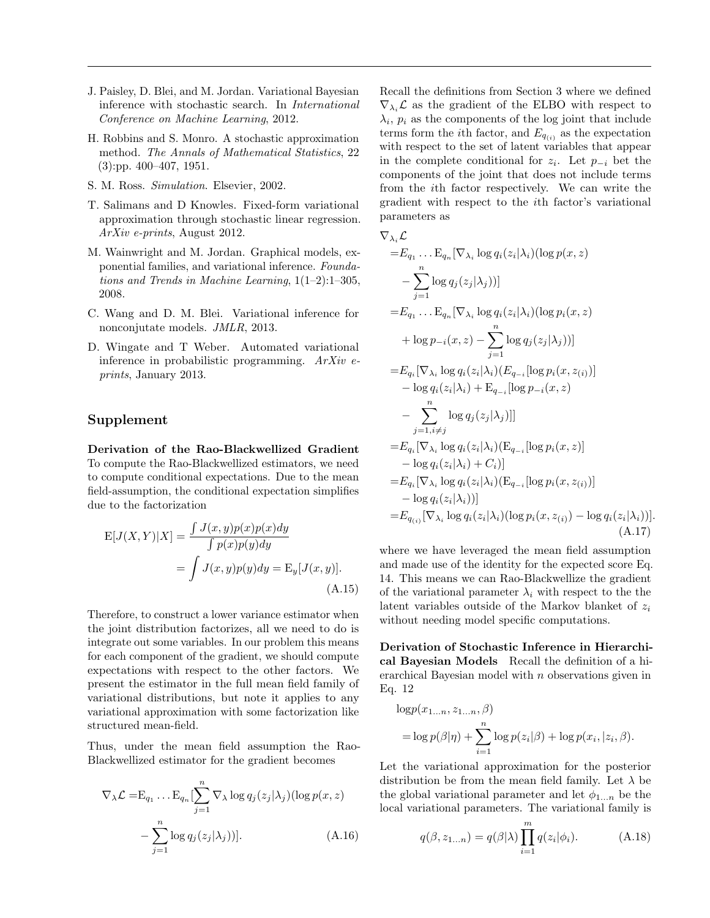J. Paisley, D. Blei, and M. Jordan. Variational Bayesian inference with stochastic search. In *International Conference on Machine Learning*, 2012.

H. Robbins and S. Monro. A stochastic approximation method. *The Annals of Mathematical Statistics*, 22 (3):pp. 400–407, 1951.

S. M. Ross. *Simulation*. Elsevier, 2002.

T. Salimans and D Knowles. Fixed-form variational approximation through stochastic linear regression. *ArXiv e-prints*, August 2012.

M. Wainwright and M. Jordan. Graphical models, exponential families, and variational inference. *Foundations and Trends in Machine Learning*, 1(1–2):1–305, 2008.

C. Wang and D. M. Blei. Variational inference for nonconjutate models. *JMLR*, 2013.

D. Wingate and T Weber. Automated variational inference in probabilistic programming. *ArXiv e-prints*, January 2013.

## Supplement

**Derivation of the Rao-Blackwellized Gradient** To compute the Rao-Blackwellized estimators, we need to compute conditional expectations. Due to the mean field-assumption, the conditional expectation simplifies due to the factorization

$$
\begin{aligned}
\mathrm{E}[J(X,Y)|X] &= \frac{\int J(x,y)p(x)p(x)dy}{\int p(x)p(y)dy} \\
&= \int J(x,y)p(y)dy = \mathrm{E}_y[J(x,y)].
\end{aligned}
\tag{A.15}
$$

Therefore, to construct a lower variance estimator when the joint distribution factorizes, all we need to do is integrate out some variables. In our problem this means for each component of the gradient, we should compute expectations with respect to the other factors. We present the estimator in the full mean field family of variational distributions, but note it applies to any variational approximation with some factorization like structured mean-field.

Thus, under the mean field assumption the Rao-Blackwellized estimator for the gradient becomes

$$
\begin{aligned}
\nabla_\lambda \mathcal{L} =& \mathrm{E}_{q_1} \dots \mathrm{E}_{q_n}[\sum_{j=1}^{n} \nabla_\lambda \log q_j(z_j|\lambda_j)(\log p(x,z) \\
& - \sum_{j=1}^{n} \log q_j(z_j|\lambda_j))].
\end{aligned}
\tag{A.16}
$$

Recall the definitions from Section 3 where we defined $\nabla_{\lambda_i}\mathcal{L}$ as the gradient of the ELBO with respect to $\lambda_i$, $p_i$ as the components of the log joint that include terms form the $i$th factor, and $E_{q_{(i)}}$ as the expectation with respect to the set of latent variables that appear in the complete conditional for $z_i$. Let $p_{-i}$ bet the components of the joint that does not include terms from the $i$th factor respectively. We can write the gradient with respect to the $i$th factor's variational parameters as

$$
\begin{aligned}
&\nabla_{\lambda_i}\mathcal{L} \\
=&E_{q_1} \dots \mathrm{E}_{q_n}[\nabla_{\lambda_i} \log q_i(z_i|\lambda_i)(\log p(x,z) \\
&- \sum_{j=1}^{n} \log q_j(z_j|\lambda_j))] \\
=&E_{q_1} \dots \mathrm{E}_{q_n}[\nabla_{\lambda_i} \log q_i(z_i|\lambda_i)(\log p_i(x,z) \\
&+ \log p_{-i}(x,z) - \sum_{j=1}^{n} \log q_j(z_j|\lambda_j))] \\
=&E_{q_i}[\nabla_{\lambda_i} \log q_i(z_i|\lambda_i)(E_{q_{-i}}[\log p_i(x, z_{(i)})] \\
&- \log q_i(z_i|\lambda_i) + \mathrm{E}_{q_{-i}}[\log p_{-i}(x,z) \\
&- \sum_{j=1, i\neq j}^{n} \log q_j(z_j|\lambda_j)]] \\
=&E_{q_i}[\nabla_{\lambda_i} \log q_i(z_i|\lambda_i)(\mathrm{E}_{q_{-i}}[\log p_i(x,z)] \\
&- \log q_i(z_i|\lambda_i) + C_i)] \\
=&E_{q_i}[\nabla_{\lambda_i} \log q_i(z_i|\lambda_i)(\mathrm{E}_{q_{-i}}[\log p_i(x, z_{(i)})] \\
&- \log q_i(z_i|\lambda_i))] \\
=&E_{q_{(i)}}[\nabla_{\lambda_i} \log q_i(z_i|\lambda_i)(\log p_i(x, z_{(i)}) - \log q_i(z_i|\lambda_i))].
\end{aligned}
\tag{A.17}
$$

where we have leveraged the mean field assumption and made use of the identity for the expected score Eq. 14. This means we can Rao-Blackwellize the gradient of the variational parameter $\lambda_i$ with respect to the the latent variables outside of the Markov blanket of $z_i$ without needing model specific computations.

**Derivation of Stochastic Inference in Hierarchical Bayesian Models** Recall the definition of a hierarchical Bayesian model with $n$ observations given in Eq. 12

$$
\begin{aligned}
&\log p(x_{1\dots n}, z_{1\dots n}, \beta) \\
&= \log p(\beta|\eta) + \sum_{i=1}^{n} \log p(z_i|\beta) + \log p(x_i, |z_i, \beta).
\end{aligned}
$$

Let the variational approximation for the posterior distribution be from the mean field family. Let $\lambda$ be the global variational parameter and let $\phi_{1\dots n}$ be the local variational parameters. The variational family is

$$
q(\beta, z_{1\dots n}) = q(\beta|\lambda) \prod_{i=1}^{m} q(z_i|\phi_i).
\tag{A.18}
$$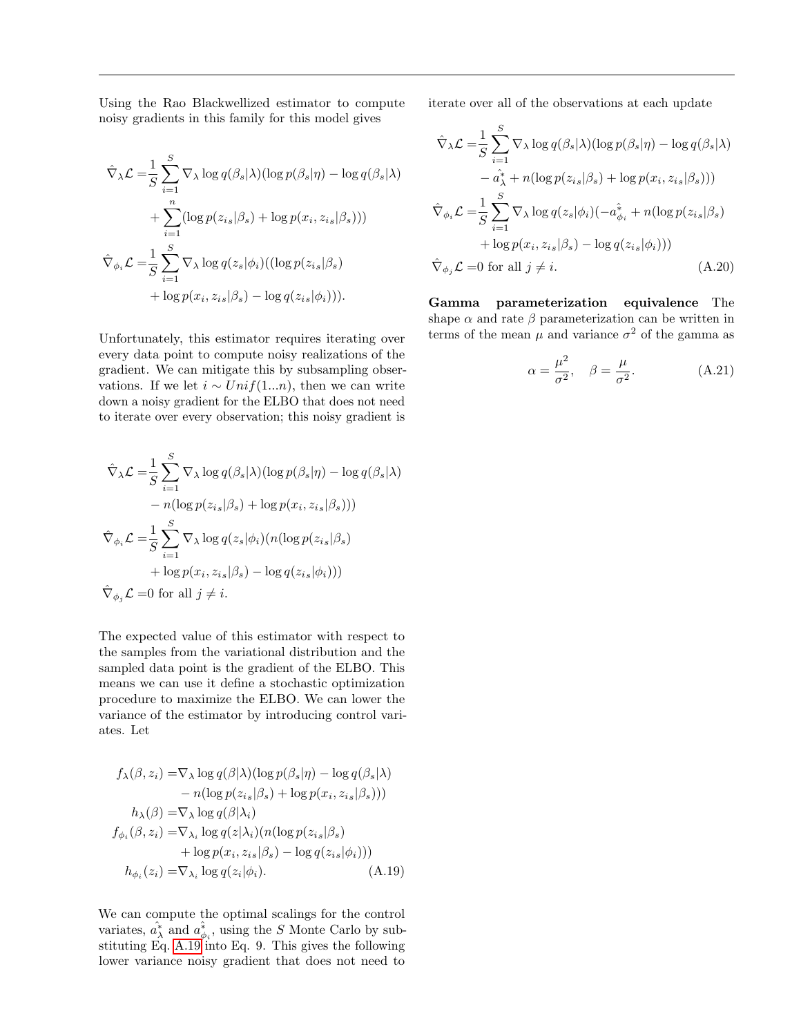Using the Rao Blackwellized estimator to compute noisy gradients in this family for this model gives

$$
\begin{aligned}
\hat{\nabla}_\lambda \mathcal{L} =& \frac{1}{S}\sum_{i=1}^{S} \nabla_\lambda \log q(\beta_s|\lambda)(\log p(\beta_s|\eta) - \log q(\beta_s|\lambda) \\
&+ \sum_{i=1}^{n}(\log p(z_{is}|\beta_s) + \log p(x_i, z_{is}|\beta_s))) \\
\hat{\nabla}_{\phi_i} \mathcal{L} =& \frac{1}{S}\sum_{i=1}^{S} \nabla_\lambda \log q(z_s|\phi_i)((\log p(z_{is}|\beta_s) \\
&+ \log p(x_i, z_{is}|\beta_s) - \log q(z_{is}|\phi_i))).
\end{aligned}
$$

Unfortunately, this estimator requires iterating over every data point to compute noisy realizations of the gradient. We can mitigate this by subsampling observations. If we let $i \sim Unif(1...n)$, then we can write down a noisy gradient for the ELBO that does not need to iterate over every observation; this noisy gradient is

$$
\begin{aligned}
\hat{\nabla}_\lambda \mathcal{L} =& \frac{1}{S}\sum_{i=1}^{S} \nabla_\lambda \log q(\beta_s|\lambda)(\log p(\beta_s|\eta) - \log q(\beta_s|\lambda) \\
&- n(\log p(z_{is}|\beta_s) + \log p(x_i, z_{is}|\beta_s))) \\
\hat{\nabla}_{\phi_i} \mathcal{L} =& \frac{1}{S}\sum_{i=1}^{S} \nabla_\lambda \log q(z_s|\phi_i)(n(\log p(z_{is}|\beta_s) \\
&+ \log p(x_i, z_{is}|\beta_s) - \log q(z_{is}|\phi_i))) \\
\hat{\nabla}_{\phi_j} \mathcal{L} =& 0 \text{ for all } j \neq i.
\end{aligned}
$$

The expected value of this estimator with respect to the samples from the variational distribution and the sampled data point is the gradient of the ELBO. This means we can use it define a stochastic optimization procedure to maximize the ELBO. We can lower the variance of the estimator by introducing control variates. Let

$$
\begin{aligned}
f_\lambda(\beta, z_i) =& \nabla_\lambda \log q(\beta|\lambda)(\log p(\beta_s|\eta) - \log q(\beta_s|\lambda) \\
&- n(\log p(z_{is}|\beta_s) + \log p(x_i, z_{is}|\beta_s))) \\
h_\lambda(\beta) =& \nabla_\lambda \log q(\beta|\lambda_i) \\
f_{\phi_i}(\beta, z_i) =& \nabla_{\lambda_i} \log q(z|\lambda_i)(n(\log p(z_{is}|\beta_s) \\
&+ \log p(x_i, z_{is}|\beta_s) - \log q(z_{is}|\phi_i))) \\
h_{\phi_i}(z_i) =& \nabla_{\lambda_i} \log q(z_i|\phi_i).
\end{aligned} \tag{A.19}
$$

We can compute the optimal scalings for the control variates, $\hat{a_\lambda^*}$ and $\hat{a_{\phi_i}^*}$, using the $S$ Monte Carlo by substituting Eq. A.19 into Eq. 9. This gives the following lower variance noisy gradient that does not need to iterate over all of the observations at each update

$$
\begin{aligned}
\hat{\nabla}_\lambda \mathcal{L} =& \frac{1}{S}\sum_{i=1}^{S} \nabla_\lambda \log q(\beta_s|\lambda)(\log p(\beta_s|\eta) - \log q(\beta_s|\lambda) \\
&- \hat{a_\lambda^*} + n(\log p(z_{is}|\beta_s) + \log p(x_i, z_{is}|\beta_s))) \\
\hat{\nabla}_{\phi_i} \mathcal{L} =& \frac{1}{S}\sum_{i=1}^{S} \nabla_\lambda \log q(z_s|\phi_i)(-\hat{a_{\phi_i}^*} + n(\log p(z_{is}|\beta_s) \\
&+ \log p(x_i, z_{is}|\beta_s) - \log q(z_{is}|\phi_i))) \\
\hat{\nabla}_{\phi_j} \mathcal{L} =& 0 \text{ for all } j \neq i.
\end{aligned} \tag{A.20}
$$

**Gamma parameterization equivalence** The shape $\alpha$ and rate $\beta$ parameterization can be written in terms of the mean $\mu$ and variance $\sigma^2$ of the gamma as

$$
\alpha = \frac{\mu^2}{\sigma^2}, \quad \beta = \frac{\mu}{\sigma^2}. \tag{A.21}
$$